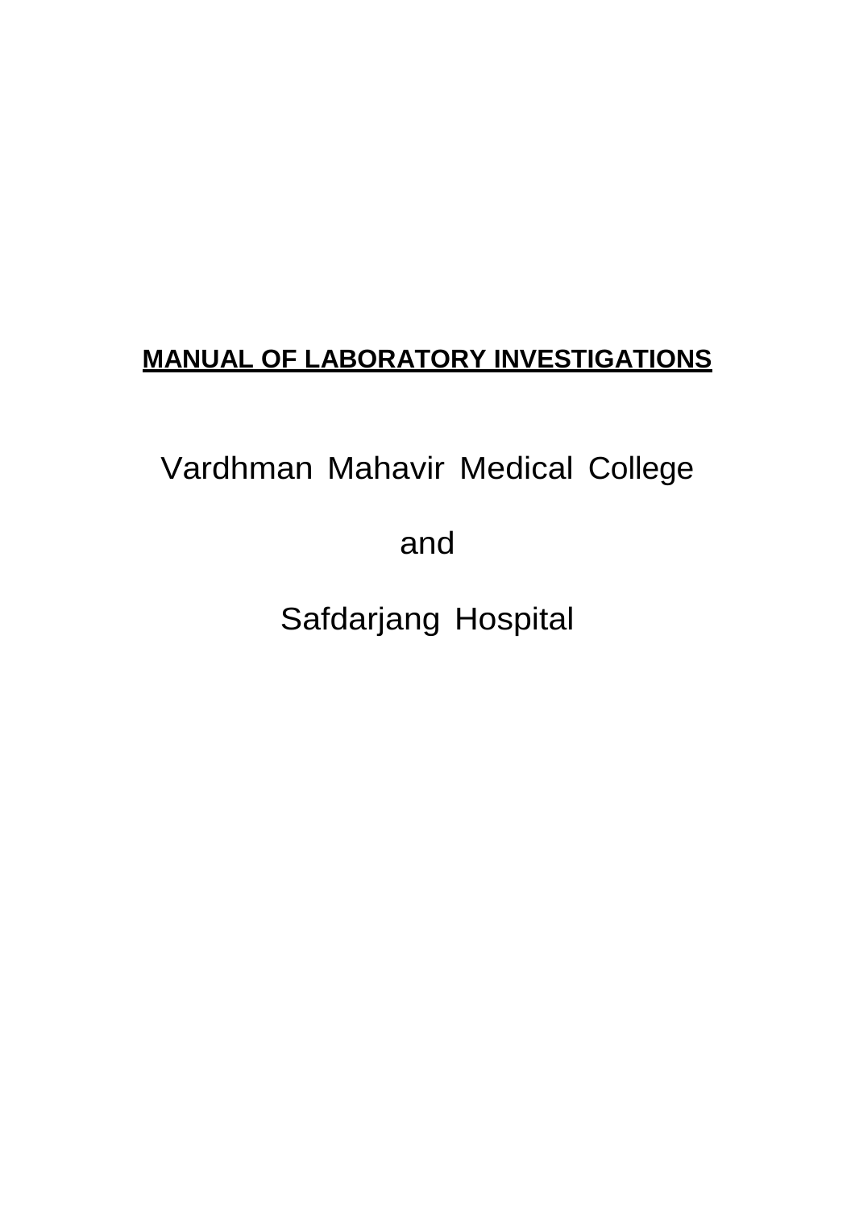# MANUAL OF LABORATORY INVESTIGATIONS

Vardhman Mahavir Medical College

and

Safdarjang Hospital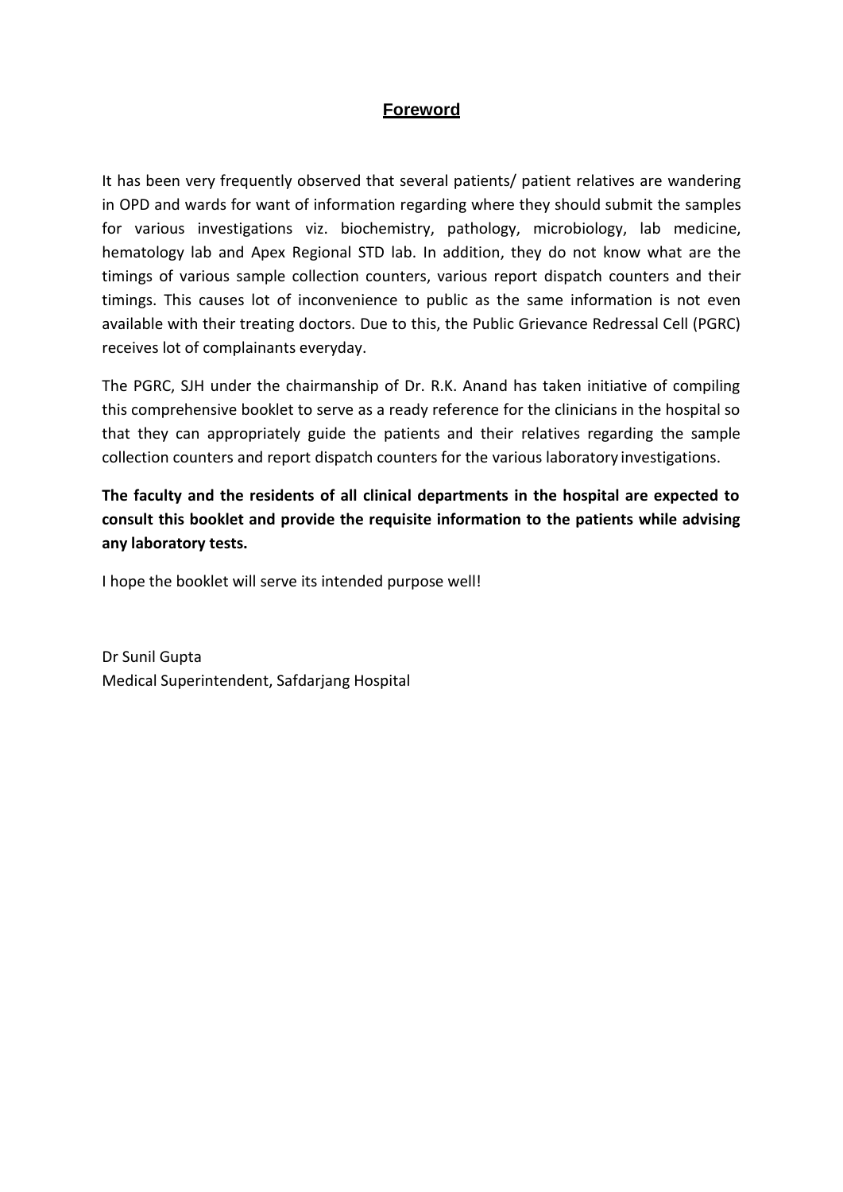## Foreword

It has been very frequently observed that several patients/ patient relatives are wandering in OPD and wards for want of information regarding where they should submit the samples for various investigations viz. biochemistry, pathology, microbiology, lab medicine, hematology lab and Apex Regional STD lab. In addition, they do not know what are the timings of various sample collection counters, various report dispatch counters and their timings. This causes lot of inconvenience to public as the same information is not even available with their treating doctors. Due to this, the Public Grievance Redressal Cell (PGRC) receives lot of complainants everyday.

The PGRC, SJH under the chairmanship of Dr. R.K. Anand has taken initiative of compiling this comprehensive booklet to serve as a ready reference for the clinicians in the hospital so that they can appropriately guide the patients and their relatives regarding the sample collection counters and report dispatch counters for the various laboratory investigations.

**The faculty and the residents of all clinical departments in the hospital are expected to consult this booklet and provide the requisite information to the patients while advising any laboratory tests.**

I hope the booklet will serve its intended purpose well!

Dr Sunil Gupta
Medical Superintendent, Safdarjang Hospital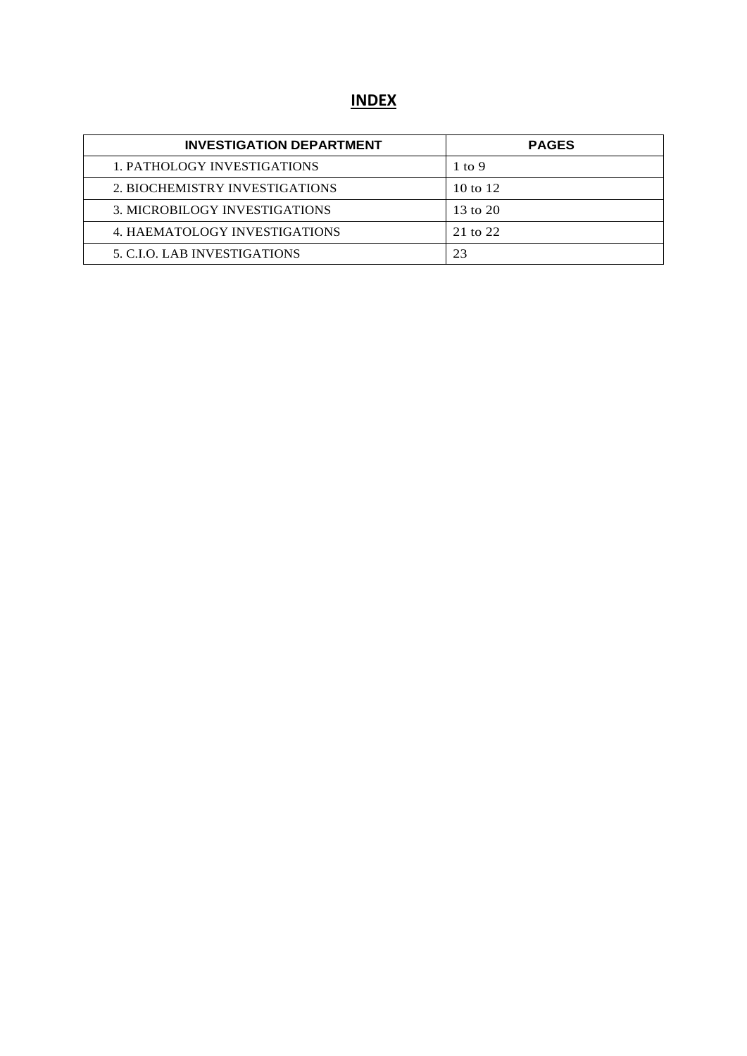# INDEX

| INVESTIGATION DEPARTMENT | PAGES |
| --- | --- |
| 1. PATHOLOGY INVESTIGATIONS | 1 to 9 |
| 2. BIOCHEMISTRY INVESTIGATIONS | 10 to 12 |
| 3. MICROBILOGY INVESTIGATIONS | 13 to 20 |
| 4. HAEMATOLOGY INVESTIGATIONS | 21 to 22 |
| 5. C.I.O. LAB INVESTIGATIONS | 23 |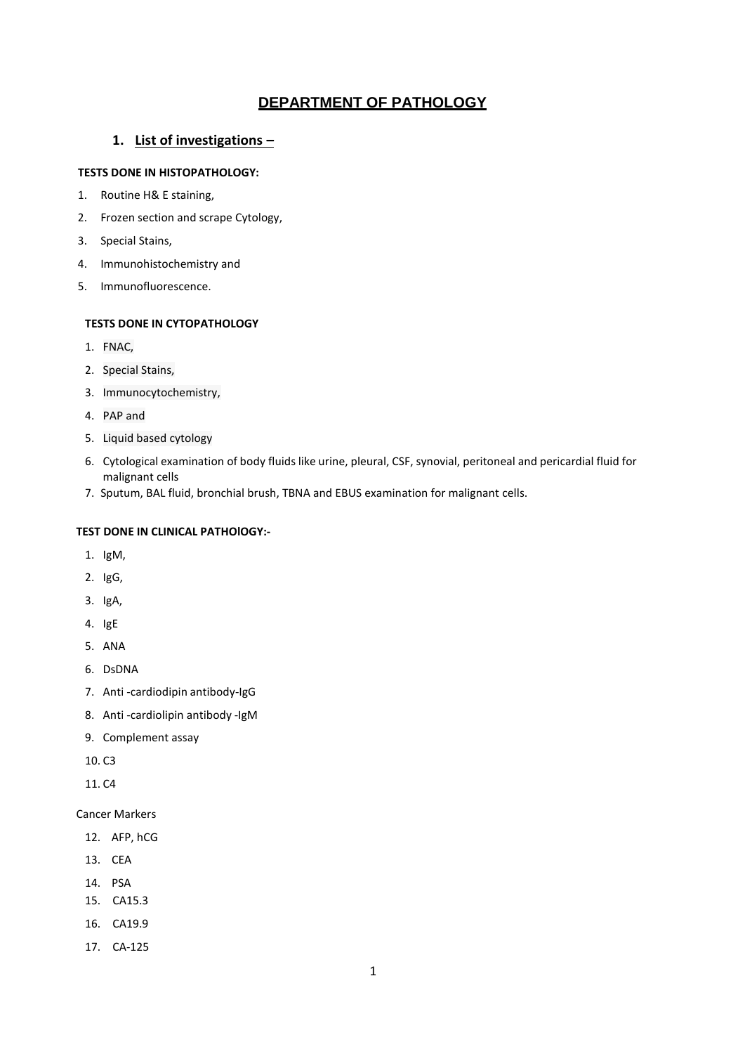# DEPARTMENT OF PATHOLOGY

## 1. List of investigations –

**TESTS DONE IN HISTOPATHOLOGY:**

1. Routine H& E staining,
2. Frozen section and scrape Cytology,
3. Special Stains,
4. Immunohistochemistry and
5. Immunofluorescence.

**TESTS DONE IN CYTOPATHOLOGY**

1. FNAC,
2. Special Stains,
3. Immunocytochemistry,
4. PAP and
5. Liquid based cytology
6. Cytological examination of body fluids like urine, pleural, CSF, synovial, peritoneal and pericardial fluid for malignant cells
7. Sputum, BAL fluid, bronchial brush, TBNA and EBUS examination for malignant cells.

**TEST DONE IN CLINICAL PATHOlOGY:-**

1. IgM,
2. IgG,
3. IgA,
4. IgE
5. ANA
6. DsDNA
7. Anti -cardiodipin antibody-IgG
8. Anti -cardiolipin antibody -IgM
9. Complement assay
10. C3
11. C4

Cancer Markers

12. AFP, hCG
13. CEA
14. PSA
15. CA15.3
16. CA19.9
17. CA-125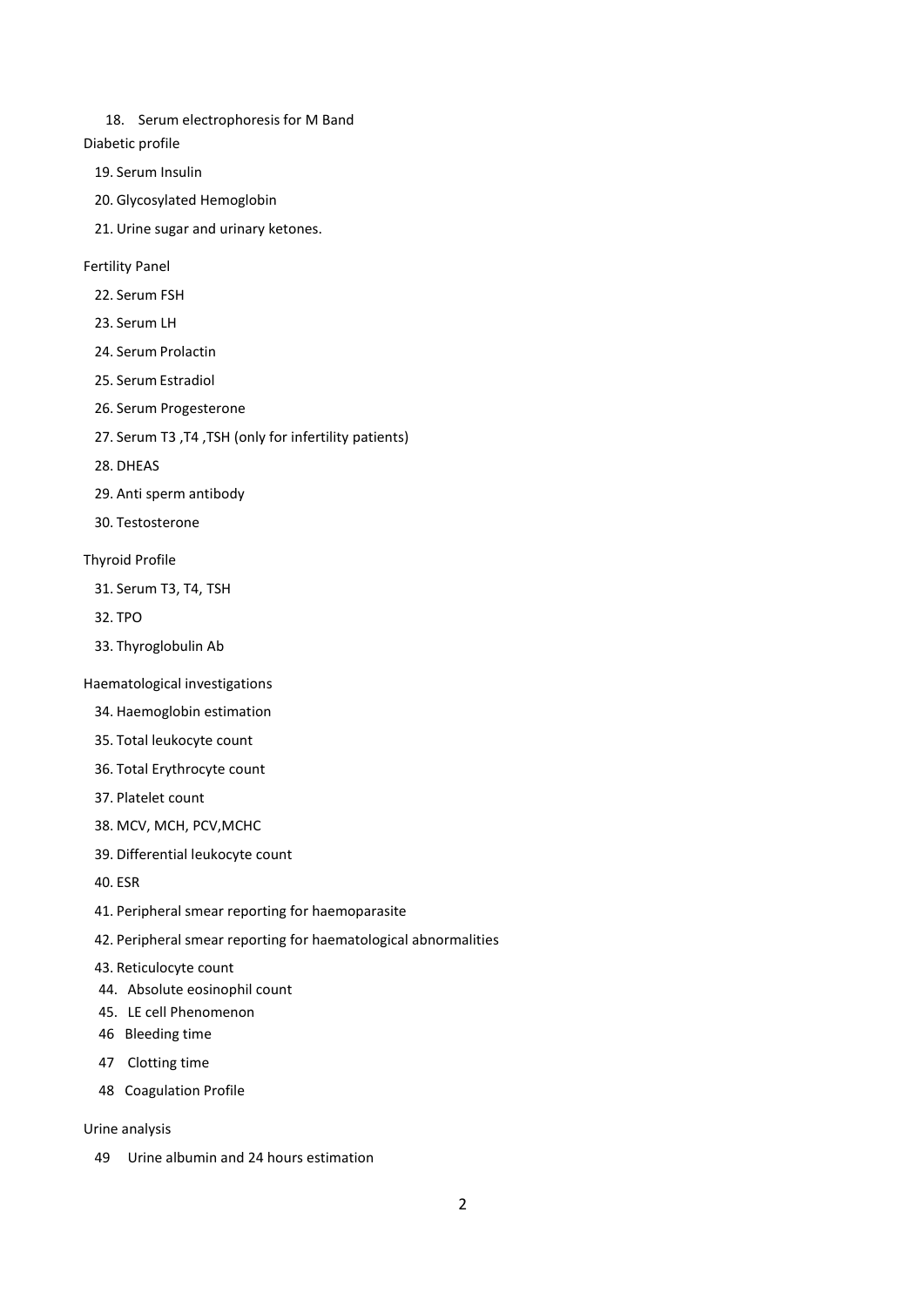18. Serum electrophoresis for M Band

Diabetic profile

19. Serum Insulin
20. Glycosylated Hemoglobin
21. Urine sugar and urinary ketones.

Fertility Panel

22. Serum FSH
23. Serum LH
24. Serum Prolactin
25. Serum Estradiol
26. Serum Progesterone
27. Serum T3 ,T4 ,TSH (only for infertility patients)
28. DHEAS
29. Anti sperm antibody
30. Testosterone

Thyroid Profile

31. Serum T3, T4, TSH
32. TPO
33. Thyroglobulin Ab

Haematological investigations

34. Haemoglobin estimation
35. Total leukocyte count
36. Total Erythrocyte count
37. Platelet count
38. MCV, MCH, PCV,MCHC
39. Differential leukocyte count
40. ESR
41. Peripheral smear reporting for haemoparasite
42. Peripheral smear reporting for haematological abnormalities
43. Reticulocyte count
44. Absolute eosinophil count
45. LE cell Phenomenon
46. Bleeding time
47. Clotting time
48. Coagulation Profile

Urine analysis

49. Urine albumin and 24 hours estimation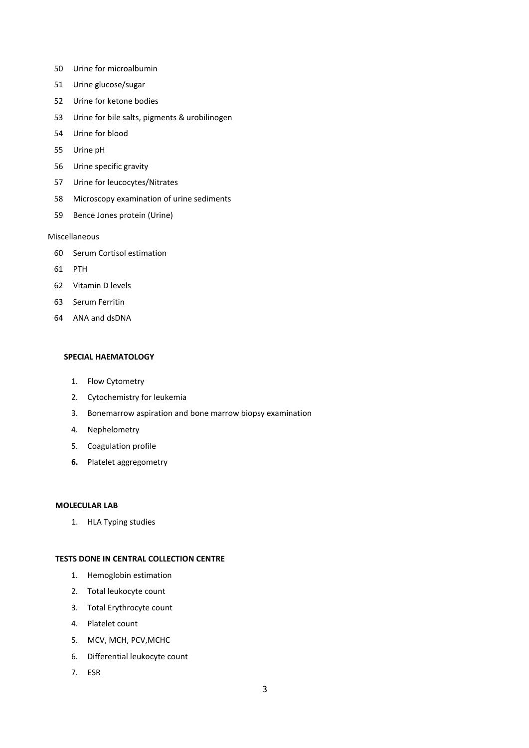50 Urine for microalbumin

51 Urine glucose/sugar

52 Urine for ketone bodies

53 Urine for bile salts, pigments & urobilinogen

54 Urine for blood

55 Urine pH

56 Urine specific gravity

57 Urine for leucocytes/Nitrates

58 Microscopy examination of urine sediments

59 Bence Jones protein (Urine)

Miscellaneous

60 Serum Cortisol estimation

61 PTH

62 Vitamin D levels

63 Serum Ferritin

64 ANA and dsDNA

**SPECIAL HAEMATOLOGY**

1. Flow Cytometry
2. Cytochemistry for leukemia
3. Bonemarrow aspiration and bone marrow biopsy examination
4. Nephelometry
5. Coagulation profile
6. Platelet aggregometry

**MOLECULAR LAB**

1. HLA Typing studies

**TESTS DONE IN CENTRAL COLLECTION CENTRE**

1. Hemoglobin estimation
2. Total leukocyte count
3. Total Erythrocyte count
4. Platelet count
5. MCV, MCH, PCV,MCHC
6. Differential leukocyte count
7. ESR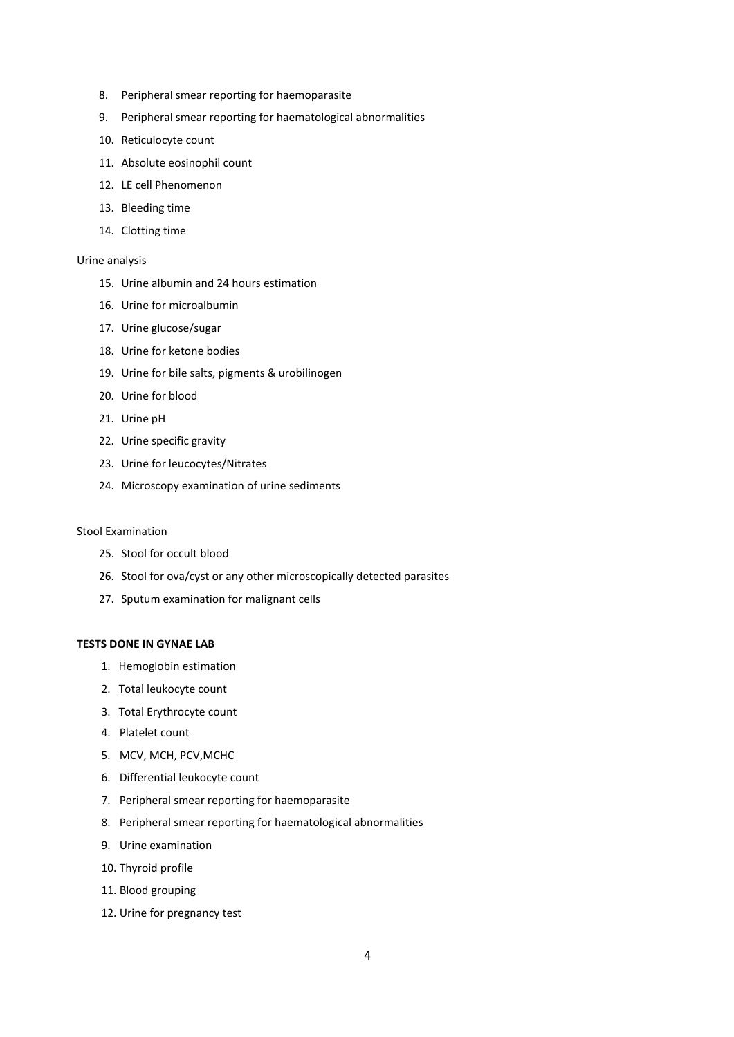8. Peripheral smear reporting for haemoparasite
9. Peripheral smear reporting for haematological abnormalities
10. Reticulocyte count
11. Absolute eosinophil count
12. LE cell Phenomenon
13. Bleeding time
14. Clotting time

Urine analysis

15. Urine albumin and 24 hours estimation
16. Urine for microalbumin
17. Urine glucose/sugar
18. Urine for ketone bodies
19. Urine for bile salts, pigments & urobilinogen
20. Urine for blood
21. Urine pH
22. Urine specific gravity
23. Urine for leucocytes/Nitrates
24. Microscopy examination of urine sediments

Stool Examination

25. Stool for occult blood
26. Stool for ova/cyst or any other microscopically detected parasites
27. Sputum examination for malignant cells

**TESTS DONE IN GYNAE LAB**

1. Hemoglobin estimation
2. Total leukocyte count
3. Total Erythrocyte count
4. Platelet count
5. MCV, MCH, PCV,MCHC
6. Differential leukocyte count
7. Peripheral smear reporting for haemoparasite
8. Peripheral smear reporting for haematological abnormalities
9. Urine examination
10. Thyroid profile
11. Blood grouping
12. Urine for pregnancy test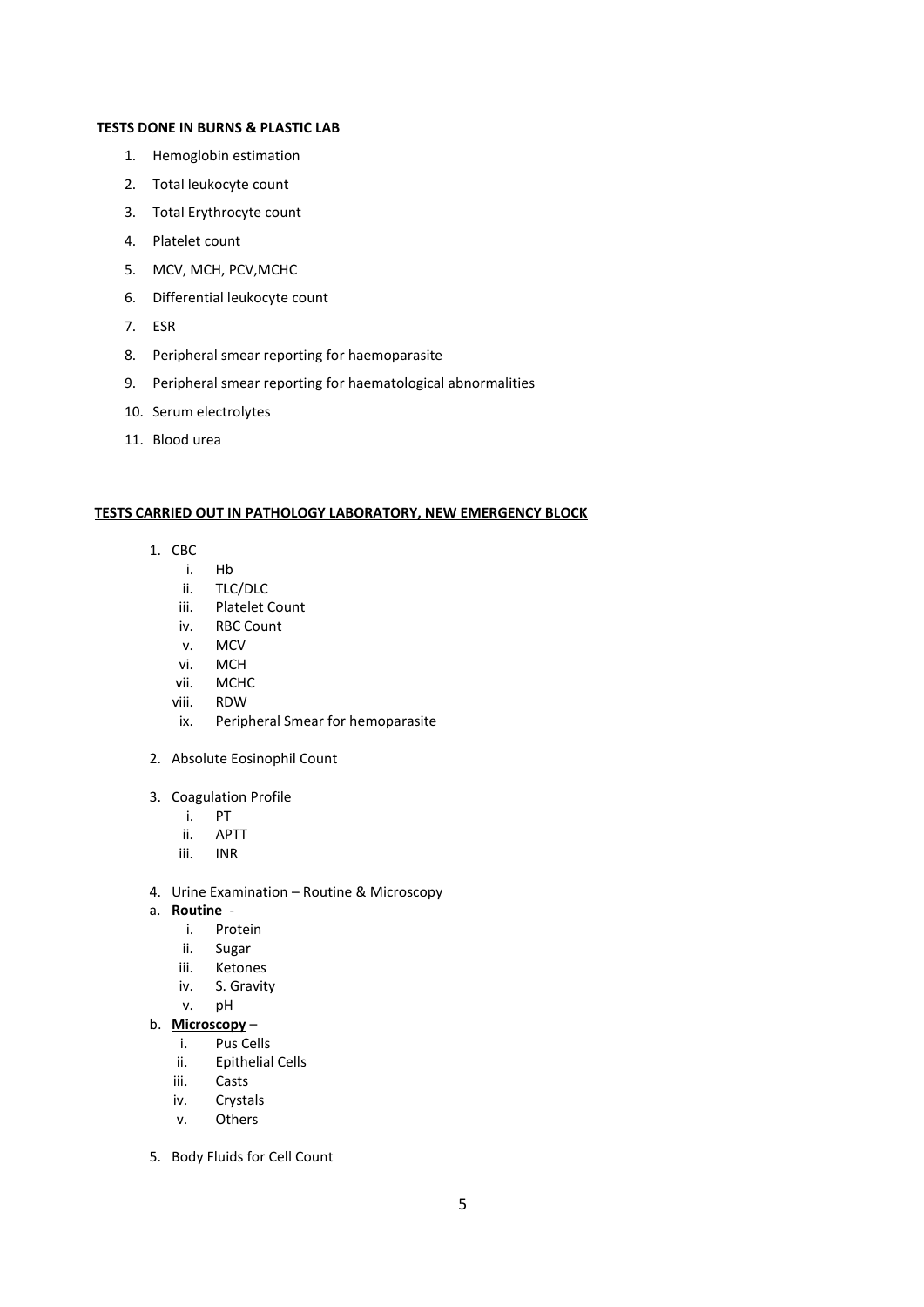**TESTS DONE IN BURNS & PLASTIC LAB**

1. Hemoglobin estimation
2. Total leukocyte count
3. Total Erythrocyte count
4. Platelet count
5. MCV, MCH, PCV,MCHC
6. Differential leukocyte count
7. ESR
8. Peripheral smear reporting for haemoparasite
9. Peripheral smear reporting for haematological abnormalities
10. Serum electrolytes
11. Blood urea

**TESTS CARRIED OUT IN PATHOLOGY LABORATORY, NEW EMERGENCY BLOCK**

1. CBC
   - i. Hb
   - ii. TLC/DLC
   - iii. Platelet Count
   - iv. RBC Count
   - v. MCV
   - vi. MCH
   - vii. MCHC
   - viii. RDW
   - ix. Peripheral Smear for hemoparasite

2. Absolute Eosinophil Count

3. Coagulation Profile
   - i. PT
   - ii. APTT
   - iii. INR

4. Urine Examination – Routine & Microscopy

a. **Routine** -
   - i. Protein
   - ii. Sugar
   - iii. Ketones
   - iv. S. Gravity
   - v. pH

b. **Microscopy** –
   - i. Pus Cells
   - ii. Epithelial Cells
   - iii. Casts
   - iv. Crystals
   - v. Others

5. Body Fluids for Cell Count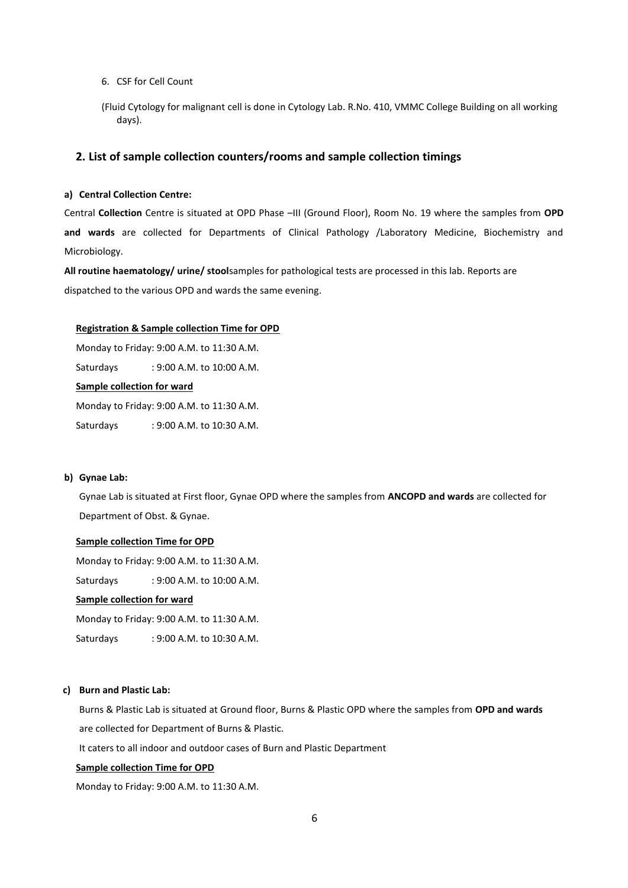6. CSF for Cell Count

(Fluid Cytology for malignant cell is done in Cytology Lab. R.No. 410, VMMC College Building on all working days).

## 2. List of sample collection counters/rooms and sample collection timings

**a) Central Collection Centre:**

Central **Collection** Centre is situated at OPD Phase –III (Ground Floor), Room No. 19 where the samples from **OPD and wards** are collected for Departments of Clinical Pathology /Laboratory Medicine, Biochemistry and Microbiology.

**All routine haematology/ urine/ stool**samples for pathological tests are processed in this lab. Reports are dispatched to the various OPD and wards the same evening.

**Registration & Sample collection Time for OPD**

Monday to Friday: 9:00 A.M. to 11:30 A.M.

Saturdays : 9:00 A.M. to 10:00 A.M.

**Sample collection for ward**

Monday to Friday: 9:00 A.M. to 11:30 A.M.

Saturdays : 9:00 A.M. to 10:30 A.M.

**b) Gynae Lab:**

Gynae Lab is situated at First floor, Gynae OPD where the samples from **ANCOPD and wards** are collected for Department of Obst. & Gynae.

**Sample collection Time for OPD**

Monday to Friday: 9:00 A.M. to 11:30 A.M.

Saturdays : 9:00 A.M. to 10:00 A.M.

**Sample collection for ward**

Monday to Friday: 9:00 A.M. to 11:30 A.M.

Saturdays : 9:00 A.M. to 10:30 A.M.

**c) Burn and Plastic Lab:**

Burns & Plastic Lab is situated at Ground floor, Burns & Plastic OPD where the samples from **OPD and wards** are collected for Department of Burns & Plastic.

It caters to all indoor and outdoor cases of Burn and Plastic Department

**Sample collection Time for OPD**

Monday to Friday: 9:00 A.M. to 11:30 A.M.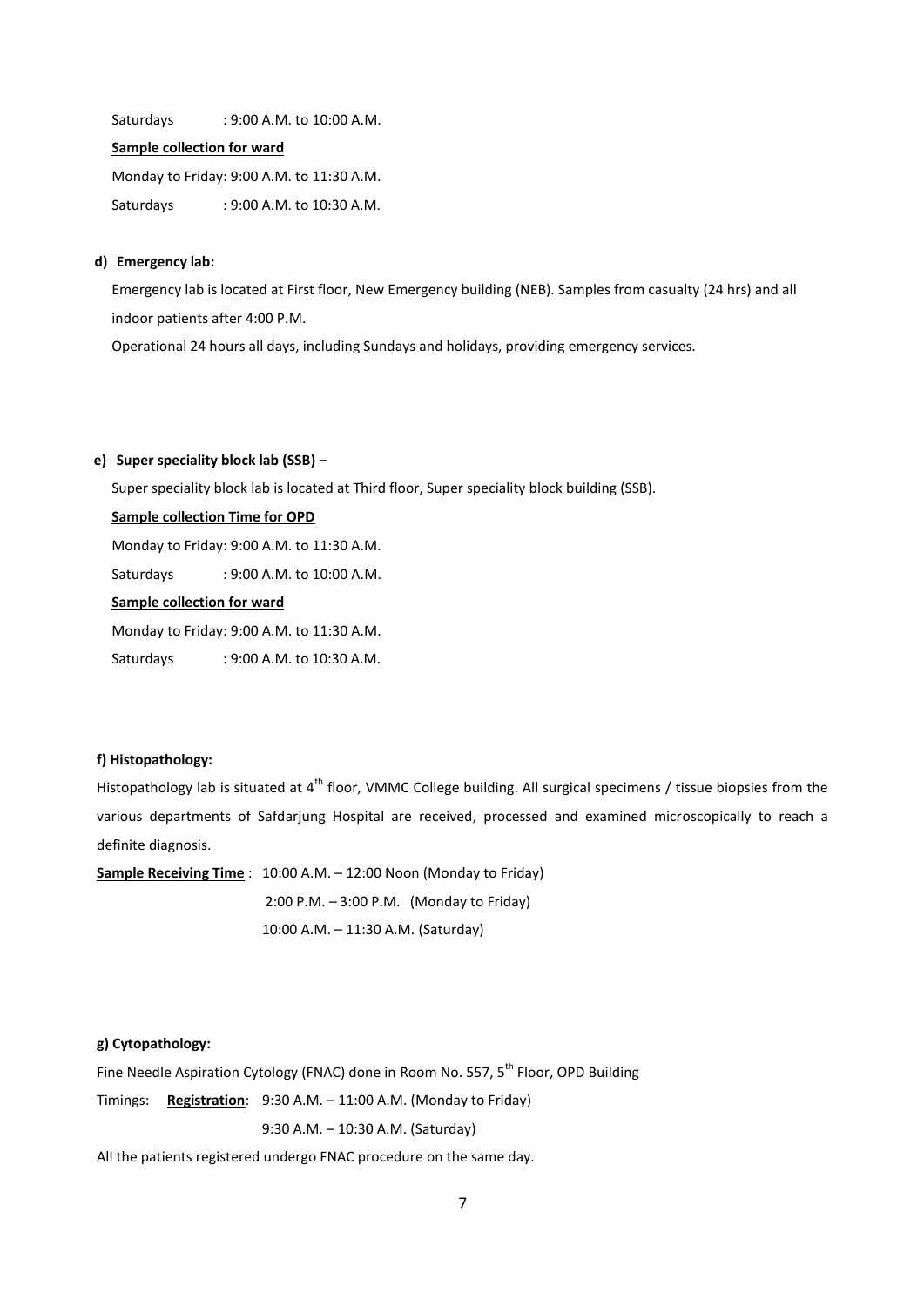Saturdays : 9:00 A.M. to 10:00 A.M.

**Sample collection for ward**

Monday to Friday: 9:00 A.M. to 11:30 A.M.

Saturdays : 9:00 A.M. to 10:30 A.M.

**d) Emergency lab:**

Emergency lab is located at First floor, New Emergency building (NEB). Samples from casualty (24 hrs) and all indoor patients after 4:00 P.M.

Operational 24 hours all days, including Sundays and holidays, providing emergency services.

**e) Super speciality block lab (SSB) –**

Super speciality block lab is located at Third floor, Super speciality block building (SSB).

**Sample collection Time for OPD**

Monday to Friday: 9:00 A.M. to 11:30 A.M.

Saturdays : 9:00 A.M. to 10:00 A.M.

**Sample collection for ward**

Monday to Friday: 9:00 A.M. to 11:30 A.M.

Saturdays : 9:00 A.M. to 10:30 A.M.

**f) Histopathology:**

Histopathology lab is situated at 4th floor, VMMC College building. All surgical specimens / tissue biopsies from the various departments of Safdarjung Hospital are received, processed and examined microscopically to reach a definite diagnosis.

**Sample Receiving Time** : 10:00 A.M. – 12:00 Noon (Monday to Friday)
2:00 P.M. – 3:00 P.M. (Monday to Friday)
10:00 A.M. – 11:30 A.M. (Saturday)

**g) Cytopathology:**

Fine Needle Aspiration Cytology (FNAC) done in Room No. 557, 5th Floor, OPD Building

Timings: **Registration**: 9:30 A.M. – 11:00 A.M. (Monday to Friday)
9:30 A.M. – 10:30 A.M. (Saturday)

All the patients registered undergo FNAC procedure on the same day.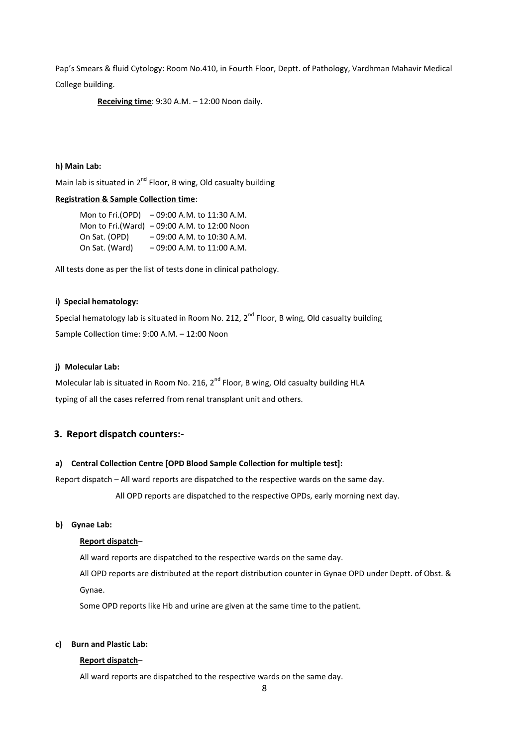Pap's Smears & fluid Cytology: Room No.410, in Fourth Floor, Deptt. of Pathology, Vardhman Mahavir Medical College building.

**Receiving time**: 9:30 A.M. – 12:00 Noon daily.

#### h) Main Lab:

Main lab is situated in 2nd Floor, B wing, Old casualty building

**Registration & Sample Collection time**:

| | |
|---|---|
| Mon to Fri.(OPD) | – 09:00 A.M. to 11:30 A.M. |
| Mon to Fri.(Ward) | – 09:00 A.M. to 12:00 Noon |
| On Sat. (OPD) | – 09:00 A.M. to 10:30 A.M. |
| On Sat. (Ward) | – 09:00 A.M. to 11:00 A.M. |

All tests done as per the list of tests done in clinical pathology.

#### i) Special hematology:

Special hematology lab is situated in Room No. 212, 2nd Floor, B wing, Old casualty building

Sample Collection time: 9:00 A.M. – 12:00 Noon

#### j) Molecular Lab:

Molecular lab is situated in Room No. 216, 2nd Floor, B wing, Old casualty building HLA typing of all the cases referred from renal transplant unit and others.

## 3. Report dispatch counters:-

#### a) Central Collection Centre [OPD Blood Sample Collection for multiple test]:

Report dispatch – All ward reports are dispatched to the respective wards on the same day.

All OPD reports are dispatched to the respective OPDs, early morning next day.

#### b) Gynae Lab:

**Report dispatch**–

All ward reports are dispatched to the respective wards on the same day.

All OPD reports are distributed at the report distribution counter in Gynae OPD under Deptt. of Obst. & Gynae.

Some OPD reports like Hb and urine are given at the same time to the patient.

#### c) Burn and Plastic Lab:

**Report dispatch**–

All ward reports are dispatched to the respective wards on the same day.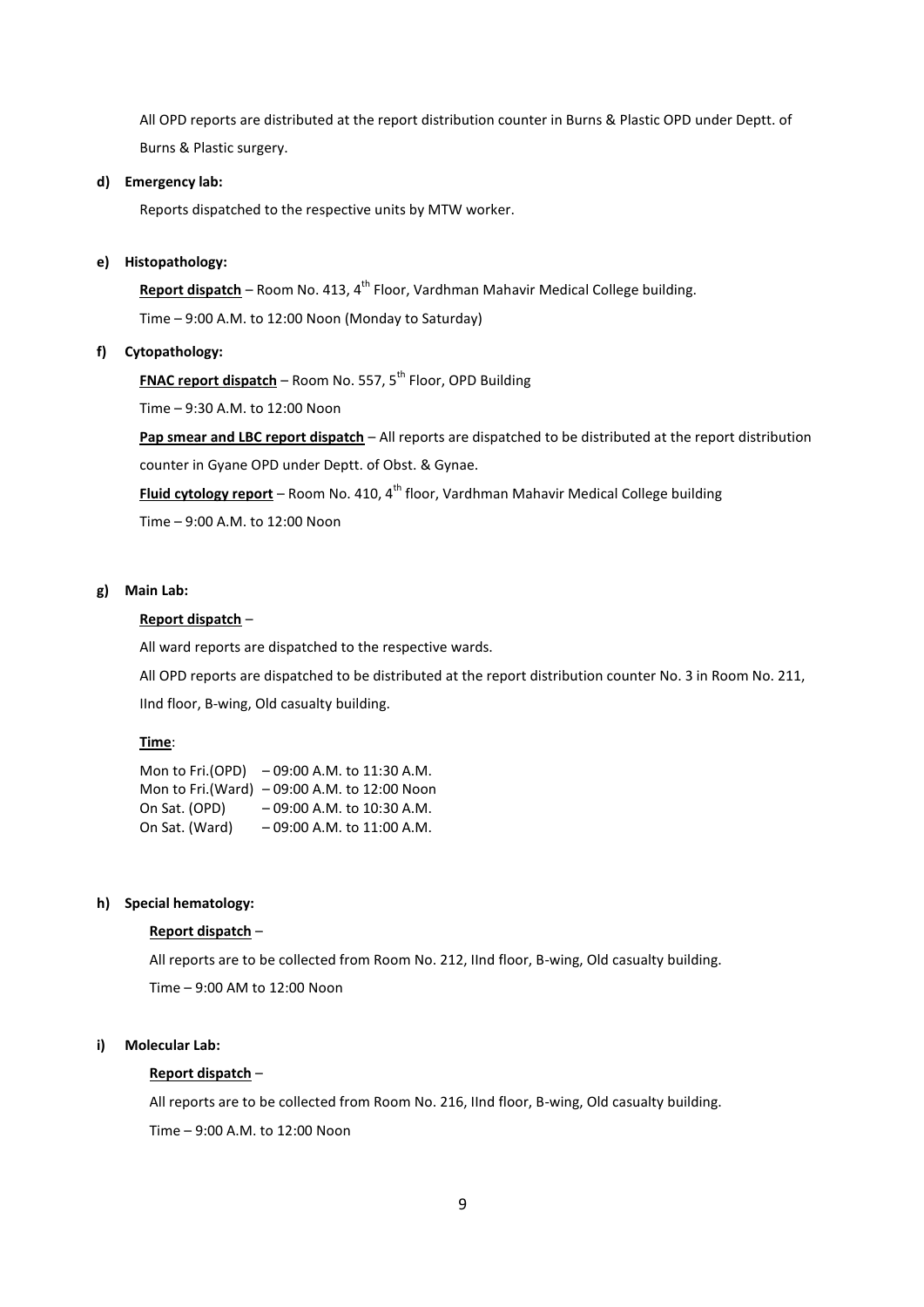All OPD reports are distributed at the report distribution counter in Burns & Plastic OPD under Deptt. of Burns & Plastic surgery.

**d) Emergency lab:**

Reports dispatched to the respective units by MTW worker.

**e) Histopathology:**

**Report dispatch** – Room No. 413, 4th Floor, Vardhman Mahavir Medical College building.

Time – 9:00 A.M. to 12:00 Noon (Monday to Saturday)

**f) Cytopathology:**

**FNAC report dispatch** – Room No. 557, 5th Floor, OPD Building

Time – 9:30 A.M. to 12:00 Noon

**Pap smear and LBC report dispatch** – All reports are dispatched to be distributed at the report distribution counter in Gyane OPD under Deptt. of Obst. & Gynae.

**Fluid cytology report** – Room No. 410, 4th floor, Vardhman Mahavir Medical College building

Time – 9:00 A.M. to 12:00 Noon

**g) Main Lab:**

**Report dispatch** –

All ward reports are dispatched to the respective wards.

All OPD reports are dispatched to be distributed at the report distribution counter No. 3 in Room No. 211, IInd floor, B-wing, Old casualty building.

**Time**:

Mon to Fri.(OPD) – 09:00 A.M. to 11:30 A.M.
Mon to Fri.(Ward) – 09:00 A.M. to 12:00 Noon
On Sat. (OPD) – 09:00 A.M. to 10:30 A.M.
On Sat. (Ward) – 09:00 A.M. to 11:00 A.M.

**h) Special hematology:**

**Report dispatch** –

All reports are to be collected from Room No. 212, IInd floor, B-wing, Old casualty building.

Time – 9:00 AM to 12:00 Noon

**i) Molecular Lab:**

**Report dispatch** –

All reports are to be collected from Room No. 216, IInd floor, B-wing, Old casualty building.

Time – 9:00 A.M. to 12:00 Noon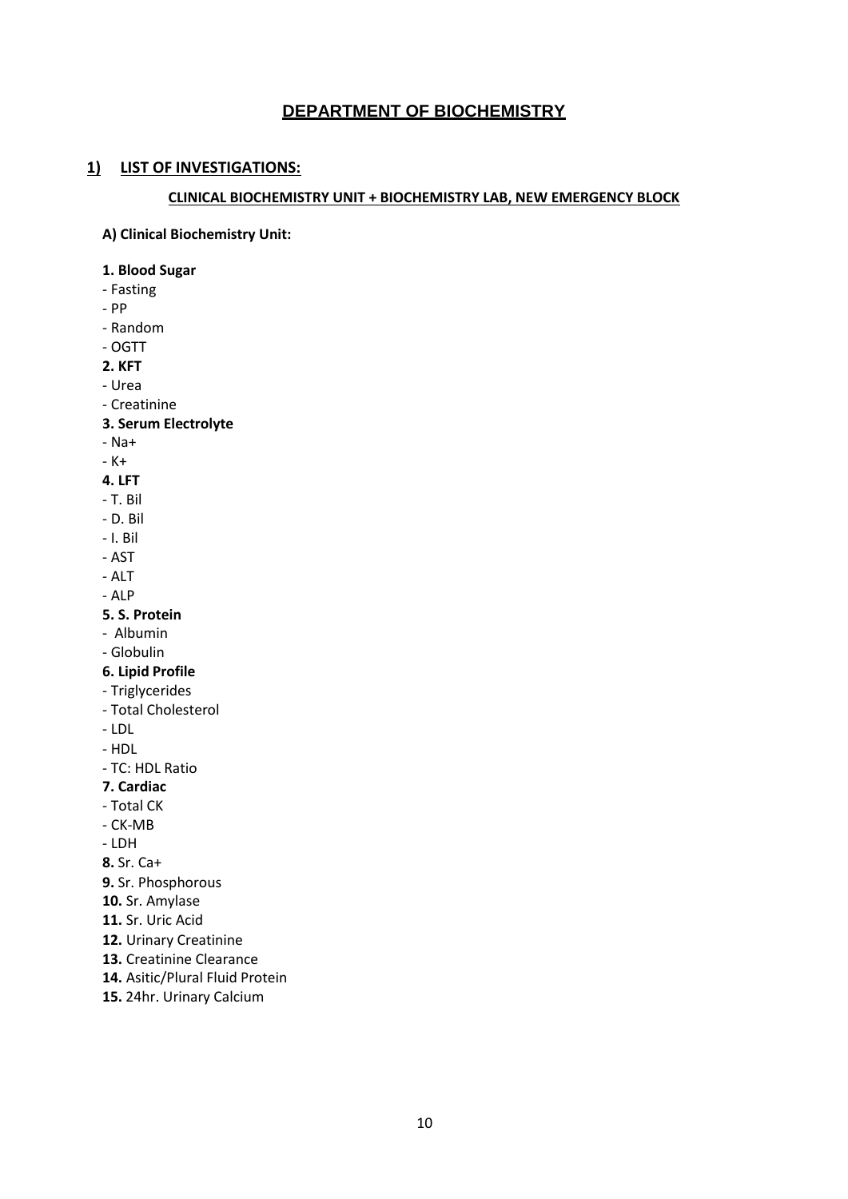## DEPARTMENT OF BIOCHEMISTRY

### 1) LIST OF INVESTIGATIONS:

**CLINICAL BIOCHEMISTRY UNIT + BIOCHEMISTRY LAB, NEW EMERGENCY BLOCK**

**A) Clinical Biochemistry Unit:**

**1. Blood Sugar**
- Fasting
- PP
- Random
- OGTT

**2. KFT**
- Urea
- Creatinine

**3. Serum Electrolyte**
- Na+
- K+

**4. LFT**
- T. Bil
- D. Bil
- I. Bil
- AST
- ALT
- ALP

**5. S. Protein**
- Albumin
- Globulin

**6. Lipid Profile**
- Triglycerides
- Total Cholesterol
- LDL
- HDL
- TC: HDL Ratio

**7. Cardiac**
- Total CK
- CK-MB
- LDH

**8.** Sr. Ca+
**9.** Sr. Phosphorous
**10.** Sr. Amylase
**11.** Sr. Uric Acid
**12.** Urinary Creatinine
**13.** Creatinine Clearance
**14.** Asitic/Plural Fluid Protein
**15.** 24hr. Urinary Calcium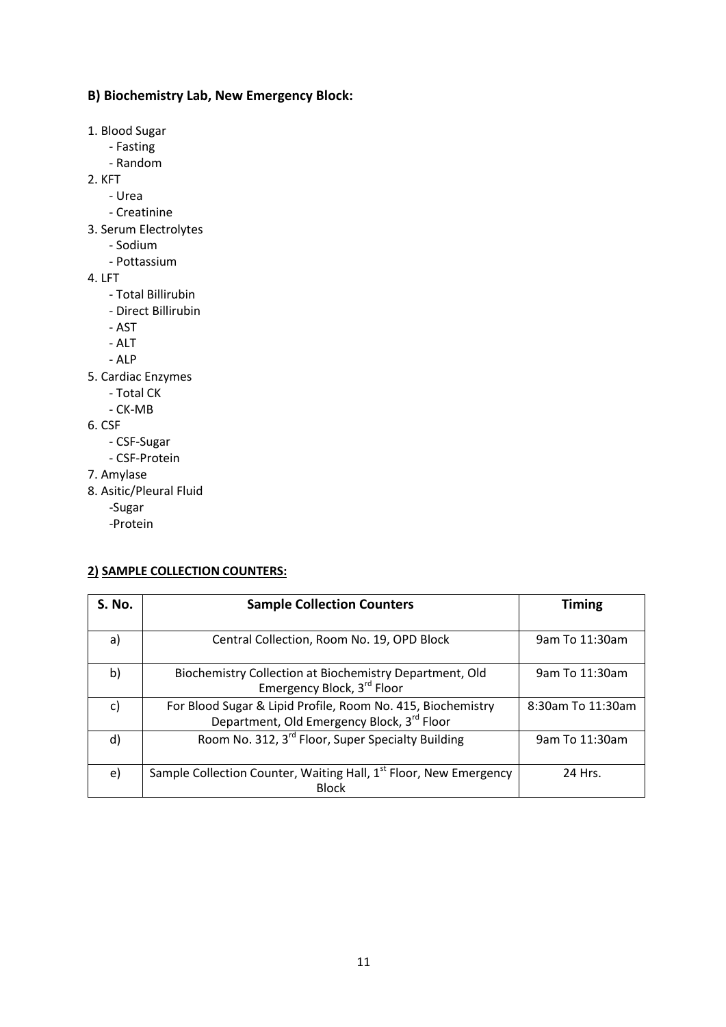### B) Biochemistry Lab, New Emergency Block:

1. Blood Sugar
    - Fasting
    - Random
2. KFT
    - Urea
    - Creatinine
3. Serum Electrolytes
    - Sodium
    - Pottassium
4. LFT
    - Total Billirubin
    - Direct Billirubin
    - AST
    - ALT
    - ALP
5. Cardiac Enzymes
    - Total CK
    - CK-MB
6. CSF
    - CSF-Sugar
    - CSF-Protein
7. Amylase
8. Asitic/Pleural Fluid
    - Sugar
    - Protein

### <u>2) SAMPLE COLLECTION COUNTERS:</u>

| S. No. | Sample Collection Counters | Timing |
|---|---|---|
| a) | Central Collection, Room No. 19, OPD Block | 9am To 11:30am |
| b) | Biochemistry Collection at Biochemistry Department, Old Emergency Block, 3rd Floor | 9am To 11:30am |
| c) | For Blood Sugar & Lipid Profile, Room No. 415, Biochemistry Department, Old Emergency Block, 3rd Floor | 8:30am To 11:30am |
| d) | Room No. 312, 3rd Floor, Super Specialty Building | 9am To 11:30am |
| e) | Sample Collection Counter, Waiting Hall, 1st Floor, New Emergency Block | 24 Hrs. |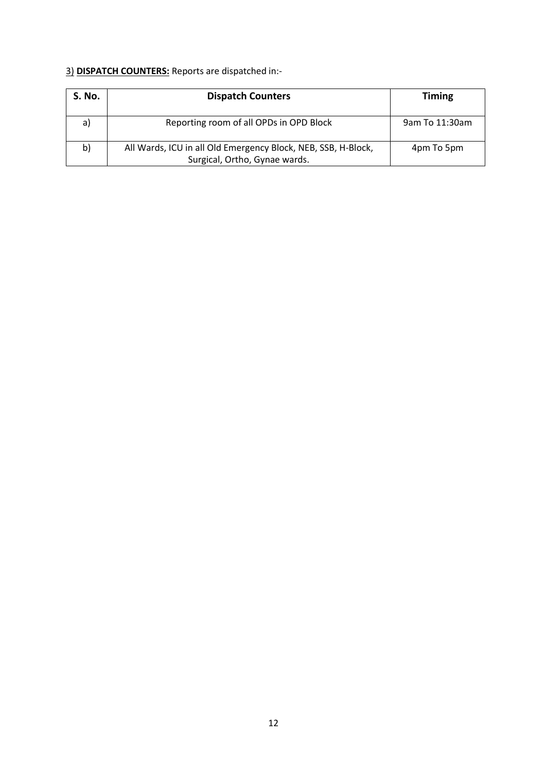3) **DISPATCH COUNTERS:** Reports are dispatched in:-

| S. No. | Dispatch Counters | Timing |
|---|---|---|
| a) | Reporting room of all OPDs in OPD Block | 9am To 11:30am |
| b) | All Wards, ICU in all Old Emergency Block, NEB, SSB, H-Block, Surgical, Ortho, Gynae wards. | 4pm To 5pm |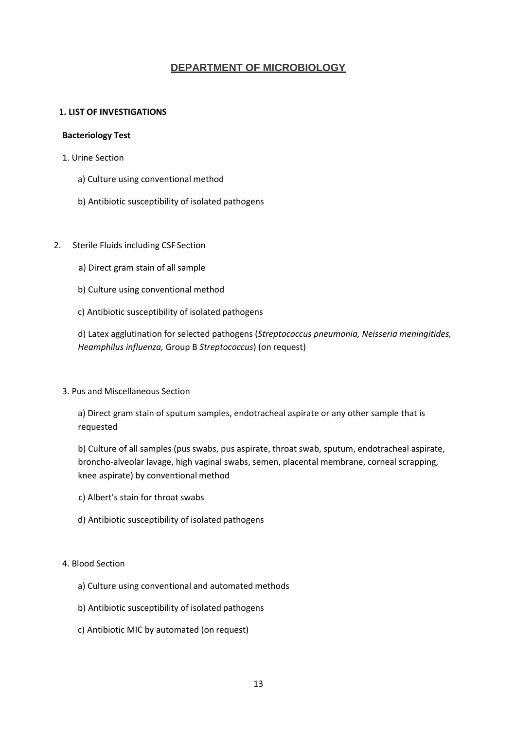# DEPARTMENT OF MICROBIOLOGY

## 1. LIST OF INVESTIGATIONS

### Bacteriology Test

1. Urine Section

   a) Culture using conventional method

   b) Antibiotic susceptibility of isolated pathogens

2. Sterile Fluids including CSF Section

   a) Direct gram stain of all sample

   b) Culture using conventional method

   c) Antibiotic susceptibility of isolated pathogens

   d) Latex agglutination for selected pathogens (*Streptococcus pneumonia, Neisseria meningitides, Heamphilus influenza,* Group B *Streptococcus*) (on request)

3. Pus and Miscellaneous Section

   a) Direct gram stain of sputum samples, endotracheal aspirate or any other sample that is requested

   b) Culture of all samples (pus swabs, pus aspirate, throat swab, sputum, endotracheal aspirate, broncho-alveolar lavage, high vaginal swabs, semen, placental membrane, corneal scrapping, knee aspirate) by conventional method

   c) Albert's stain for throat swabs

   d) Antibiotic susceptibility of isolated pathogens

4. Blood Section

   a) Culture using conventional and automated methods

   b) Antibiotic susceptibility of isolated pathogens

   c) Antibiotic MIC by automated (on request)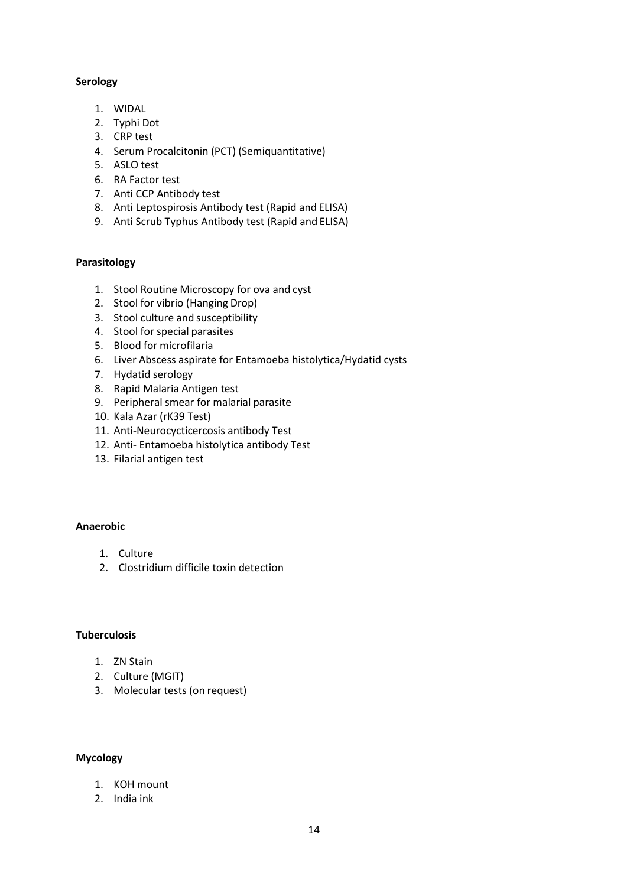**Serology**

1. WIDAL
2. Typhi Dot
3. CRP test
4. Serum Procalcitonin (PCT) (Semiquantitative)
5. ASLO test
6. RA Factor test
7. Anti CCP Antibody test
8. Anti Leptospirosis Antibody test (Rapid and ELISA)
9. Anti Scrub Typhus Antibody test (Rapid and ELISA)

**Parasitology**

1. Stool Routine Microscopy for ova and cyst
2. Stool for vibrio (Hanging Drop)
3. Stool culture and susceptibility
4. Stool for special parasites
5. Blood for microfilaria
6. Liver Abscess aspirate for Entamoeba histolytica/Hydatid cysts
7. Hydatid serology
8. Rapid Malaria Antigen test
9. Peripheral smear for malarial parasite
10. Kala Azar (rK39 Test)
11. Anti-Neurocycticercosis antibody Test
12. Anti- Entamoeba histolytica antibody Test
13. Filarial antigen test

**Anaerobic**

1. Culture
2. Clostridium difficile toxin detection

**Tuberculosis**

1. ZN Stain
2. Culture (MGIT)
3. Molecular tests (on request)

**Mycology**

1. KOH mount
2. India ink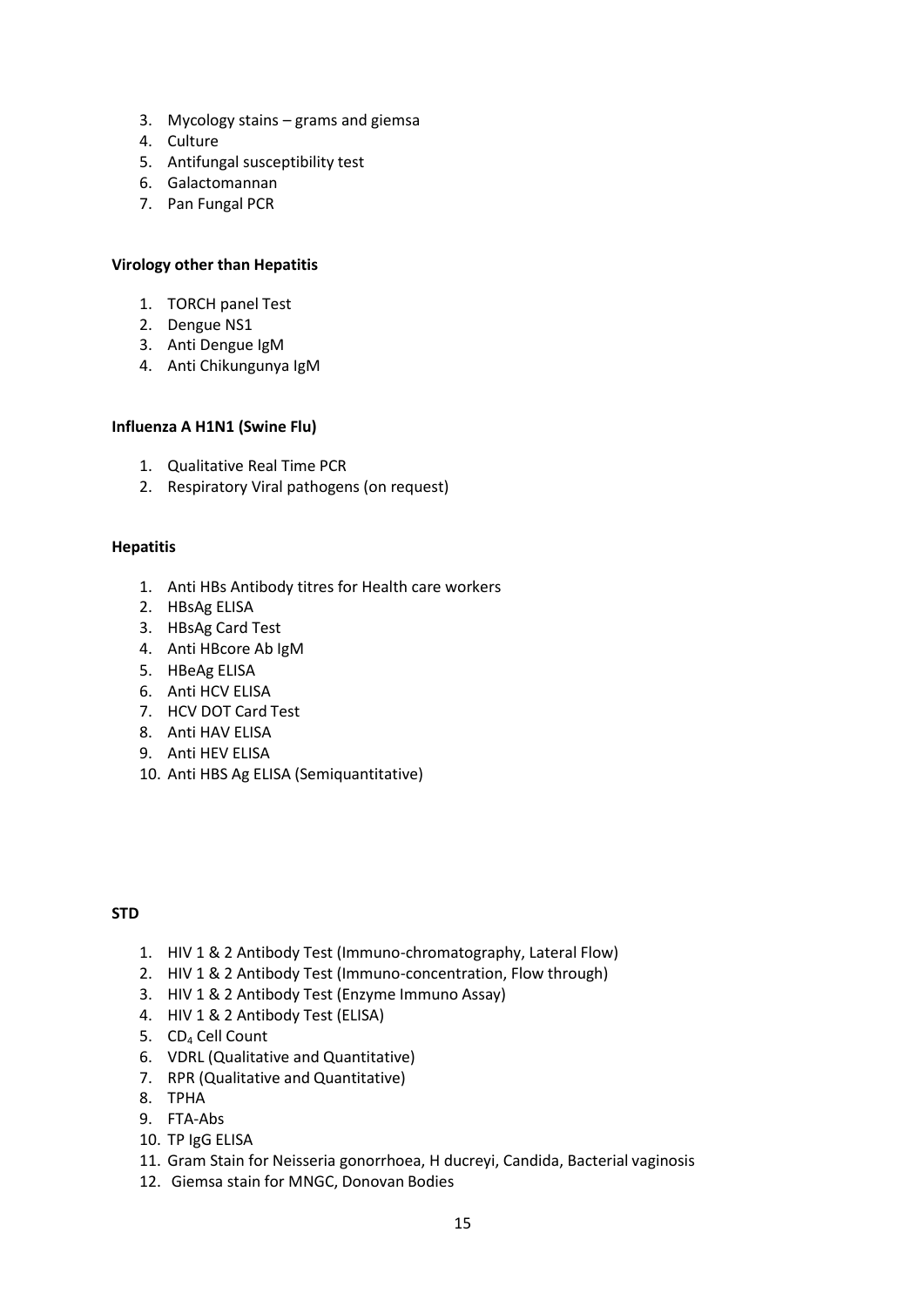3. Mycology stains – grams and giemsa
4. Culture
5. Antifungal susceptibility test
6. Galactomannan
7. Pan Fungal PCR

**Virology other than Hepatitis**

1. TORCH panel Test
2. Dengue NS1
3. Anti Dengue IgM
4. Anti Chikungunya IgM

**Influenza A H1N1 (Swine Flu)**

1. Qualitative Real Time PCR
2. Respiratory Viral pathogens (on request)

**Hepatitis**

1. Anti HBs Antibody titres for Health care workers
2. HBsAg ELISA
3. HBsAg Card Test
4. Anti HBcore Ab IgM
5. HBeAg ELISA
6. Anti HCV ELISA
7. HCV DOT Card Test
8. Anti HAV ELISA
9. Anti HEV ELISA
10. Anti HBS Ag ELISA (Semiquantitative)

**STD**

1. HIV 1 & 2 Antibody Test (Immuno-chromatography, Lateral Flow)
2. HIV 1 & 2 Antibody Test (Immuno-concentration, Flow through)
3. HIV 1 & 2 Antibody Test (Enzyme Immuno Assay)
4. HIV 1 & 2 Antibody Test (ELISA)
5. $CD_4$ Cell Count
6. VDRL (Qualitative and Quantitative)
7. RPR (Qualitative and Quantitative)
8. TPHA
9. FTA-Abs
10. TP IgG ELISA
11. Gram Stain for Neisseria gonorrhoea, H ducreyi, Candida, Bacterial vaginosis
12. Giemsa stain for MNGC, Donovan Bodies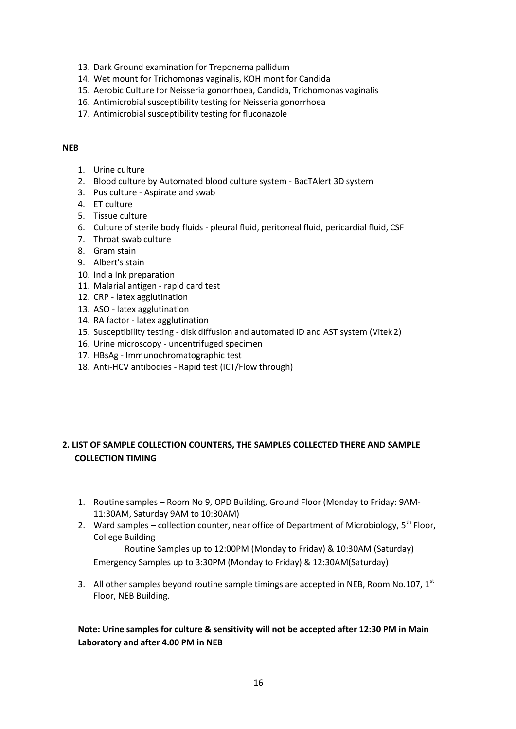13. Dark Ground examination for Treponema pallidum
14. Wet mount for Trichomonas vaginalis, KOH mont for Candida
15. Aerobic Culture for Neisseria gonorrhoea, Candida, Trichomonas vaginalis
16. Antimicrobial susceptibility testing for Neisseria gonorrhoea
17. Antimicrobial susceptibility testing for fluconazole

**NEB**

1. Urine culture
2. Blood culture by Automated blood culture system - BacTAlert 3D system
3. Pus culture - Aspirate and swab
4. ET culture
5. Tissue culture
6. Culture of sterile body fluids - pleural fluid, peritoneal fluid, pericardial fluid, CSF
7. Throat swab culture
8. Gram stain
9. Albert's stain
10. India Ink preparation
11. Malarial antigen - rapid card test
12. CRP - latex agglutination
13. ASO - latex agglutination
14. RA factor - latex agglutination
15. Susceptibility testing - disk diffusion and automated ID and AST system (Vitek 2)
16. Urine microscopy - uncentrifuged specimen
17. HBsAg - Immunochromatographic test
18. Anti-HCV antibodies - Rapid test (ICT/Flow through)

## 2. LIST OF SAMPLE COLLECTION COUNTERS, THE SAMPLES COLLECTED THERE AND SAMPLE COLLECTION TIMING

1. Routine samples – Room No 9, OPD Building, Ground Floor (Monday to Friday: 9AM-11:30AM, Saturday 9AM to 10:30AM)
2. Ward samples – collection counter, near office of Department of Microbiology, 5th Floor, College Building

   Routine Samples up to 12:00PM (Monday to Friday) & 10:30AM (Saturday)

   Emergency Samples up to 3:30PM (Monday to Friday) & 12:30AM(Saturday)
3. All other samples beyond routine sample timings are accepted in NEB, Room No.107, 1st Floor, NEB Building.

**Note: Urine samples for culture & sensitivity will not be accepted after 12:30 PM in Main Laboratory and after 4.00 PM in NEB**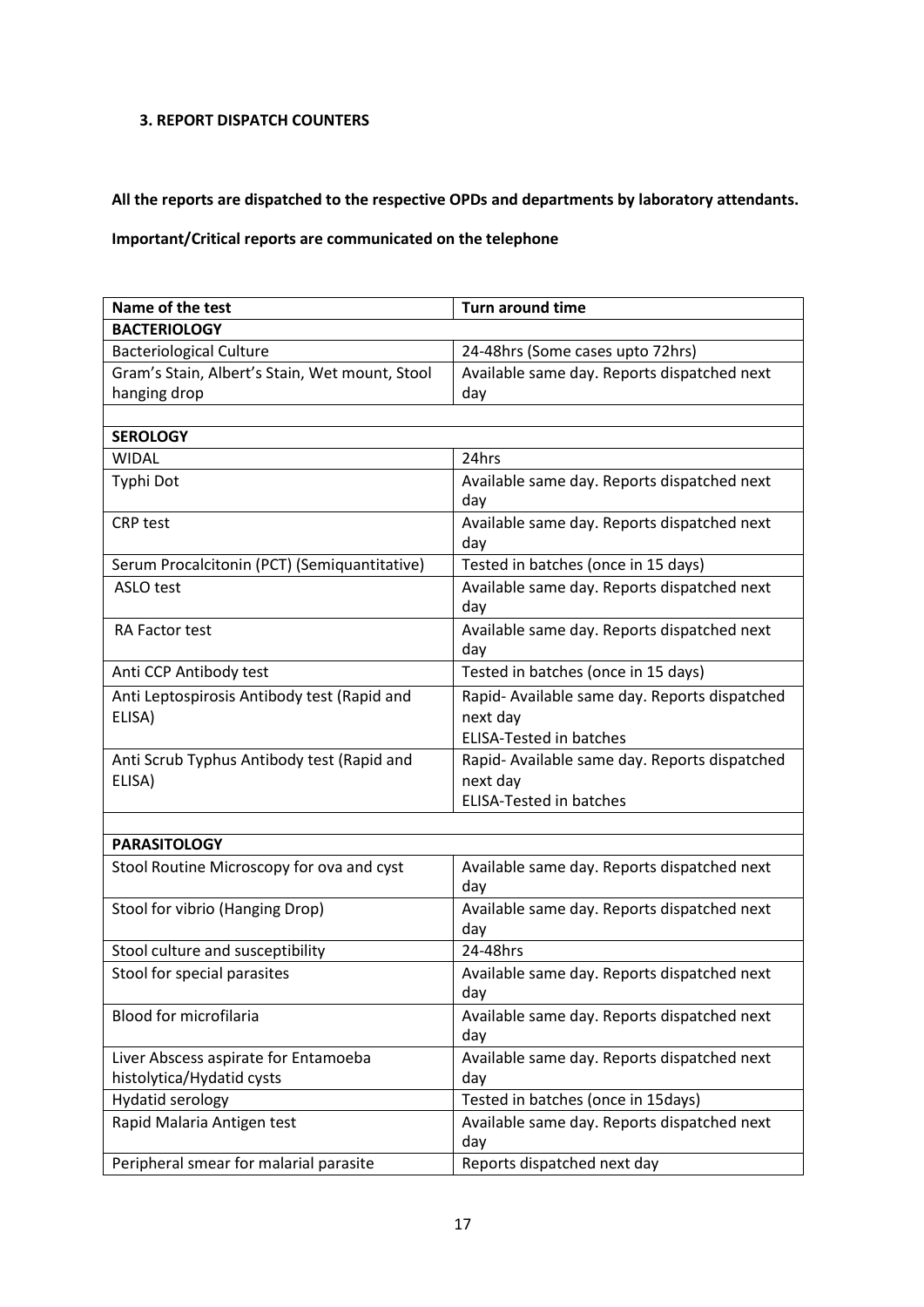### 3. REPORT DISPATCH COUNTERS

**All the reports are dispatched to the respective OPDs and departments by laboratory attendants.**

**Important/Critical reports are communicated on the telephone**

| Name of the test | Turn around time |
|---|---|
| **BACTERIOLOGY** | |
| Bacteriological Culture | 24-48hrs (Some cases upto 72hrs) |
| Gram's Stain, Albert's Stain, Wet mount, Stool hanging drop | Available same day. Reports dispatched next day |
| | |
| **SEROLOGY** | |
| WIDAL | 24hrs |
| Typhi Dot | Available same day. Reports dispatched next day |
| CRP test | Available same day. Reports dispatched next day |
| Serum Procalcitonin (PCT) (Semiquantitative) | Tested in batches (once in 15 days) |
| ASLO test | Available same day. Reports dispatched next day |
| RA Factor test | Available same day. Reports dispatched next day |
| Anti CCP Antibody test | Tested in batches (once in 15 days) |
| Anti Leptospirosis Antibody test (Rapid and ELISA) | Rapid- Available same day. Reports dispatched next day<br>ELISA-Tested in batches |
| Anti Scrub Typhus Antibody test (Rapid and ELISA) | Rapid- Available same day. Reports dispatched next day<br>ELISA-Tested in batches |
| | |
| **PARASITOLOGY** | |
| Stool Routine Microscopy for ova and cyst | Available same day. Reports dispatched next day |
| Stool for vibrio (Hanging Drop) | Available same day. Reports dispatched next day |
| Stool culture and susceptibility | 24-48hrs |
| Stool for special parasites | Available same day. Reports dispatched next day |
| Blood for microfilaria | Available same day. Reports dispatched next day |
| Liver Abscess aspirate for Entamoeba histolytica/Hydatid cysts | Available same day. Reports dispatched next day |
| Hydatid serology | Tested in batches (once in 15days) |
| Rapid Malaria Antigen test | Available same day. Reports dispatched next day |
| Peripheral smear for malarial parasite | Reports dispatched next day |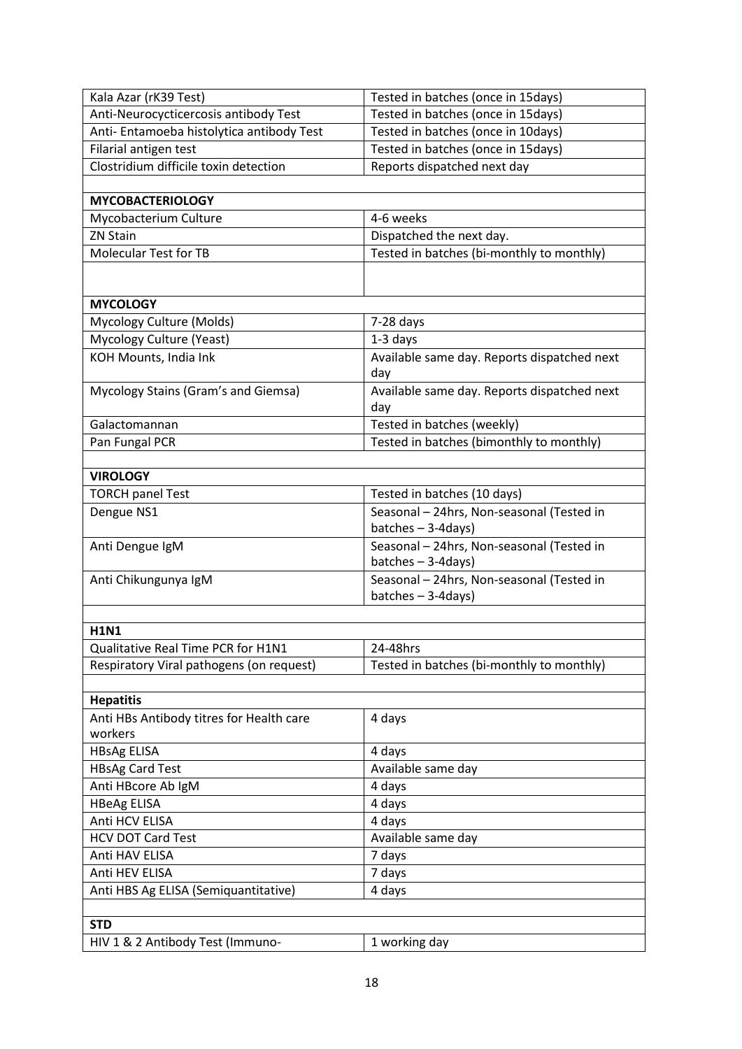| | |
|---|---|
| Kala Azar (rK39 Test) | Tested in batches (once in 15days) |
| Anti-Neurocycticercosis antibody Test | Tested in batches (once in 15days) |
| Anti- Entamoeba histolytica antibody Test | Tested in batches (once in 10days) |
| Filarial antigen test | Tested in batches (once in 15days) |
| Clostridium difficile toxin detection | Reports dispatched next day |
| | |
| **MYCOBACTERIOLOGY** | |
| Mycobacterium Culture | 4-6 weeks |
| ZN Stain | Dispatched the next day. |
| Molecular Test for TB | Tested in batches (bi-monthly to monthly) |
| | |
| **MYCOLOGY** | |
| Mycology Culture (Molds) | 7-28 days |
| Mycology Culture (Yeast) | 1-3 days |
| KOH Mounts, India Ink | Available same day. Reports dispatched next day |
| Mycology Stains (Gram's and Giemsa) | Available same day. Reports dispatched next day |
| Galactomannan | Tested in batches (weekly) |
| Pan Fungal PCR | Tested in batches (bimonthly to monthly) |
| | |
| **VIROLOGY** | |
| TORCH panel Test | Tested in batches (10 days) |
| Dengue NS1 | Seasonal – 24hrs, Non-seasonal (Tested in batches – 3-4days) |
| Anti Dengue IgM | Seasonal – 24hrs, Non-seasonal (Tested in batches – 3-4days) |
| Anti Chikungunya IgM | Seasonal – 24hrs, Non-seasonal (Tested in batches – 3-4days) |
| | |
| **H1N1** | |
| Qualitative Real Time PCR for H1N1 | 24-48hrs |
| Respiratory Viral pathogens (on request) | Tested in batches (bi-monthly to monthly) |
| | |
| **Hepatitis** | |
| Anti HBs Antibody titres for Health care workers | 4 days |
| HBsAg ELISA | 4 days |
| HBsAg Card Test | Available same day |
| Anti HBcore Ab IgM | 4 days |
| HBeAg ELISA | 4 days |
| Anti HCV ELISA | 4 days |
| HCV DOT Card Test | Available same day |
| Anti HAV ELISA | 7 days |
| Anti HEV ELISA | 7 days |
| Anti HBS Ag ELISA (Semiquantitative) | 4 days |
| | |
| **STD** | |
| HIV 1 & 2 Antibody Test (Immuno- | 1 working day |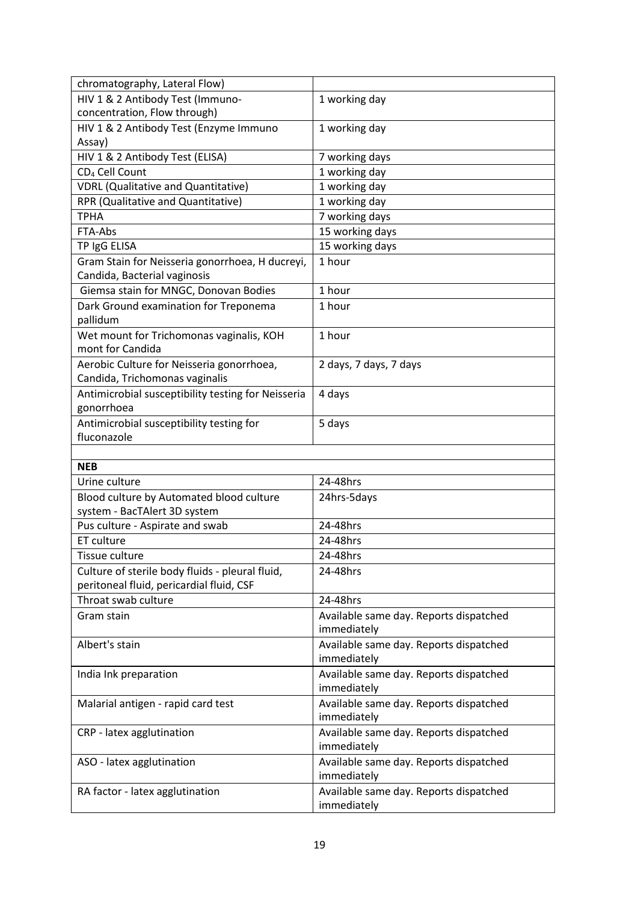| | |
|---|---|
| chromatography, Lateral Flow) | |
| HIV 1 & 2 Antibody Test (Immuno-concentration, Flow through) | 1 working day |
| HIV 1 & 2 Antibody Test (Enzyme Immuno Assay) | 1 working day |
| HIV 1 & 2 Antibody Test (ELISA) | 7 working days |
| $CD_4$ Cell Count | 1 working day |
| VDRL (Qualitative and Quantitative) | 1 working day |
| RPR (Qualitative and Quantitative) | 1 working day |
| TPHA | 7 working days |
| FTA-Abs | 15 working days |
| TP IgG ELISA | 15 working days |
| Gram Stain for Neisseria gonorrhoea, H ducreyi, Candida, Bacterial vaginosis | 1 hour |
| Giemsa stain for MNGC, Donovan Bodies | 1 hour |
| Dark Ground examination for Treponema pallidum | 1 hour |
| Wet mount for Trichomonas vaginalis, KOH mont for Candida | 1 hour |
| Aerobic Culture for Neisseria gonorrhoea, Candida, Trichomonas vaginalis | 2 days, 7 days, 7 days |
| Antimicrobial susceptibility testing for Neisseria gonorrhoea | 4 days |
| Antimicrobial susceptibility testing for fluconazole | 5 days |

| **NEB** | |
|---|---|
| Urine culture | 24-48hrs |
| Blood culture by Automated blood culture system - BacTAlert 3D system | 24hrs-5days |
| Pus culture - Aspirate and swab | 24-48hrs |
| ET culture | 24-48hrs |
| Tissue culture | 24-48hrs |
| Culture of sterile body fluids - pleural fluid, peritoneal fluid, pericardial fluid, CSF | 24-48hrs |
| Throat swab culture | 24-48hrs |
| Gram stain | Available same day. Reports dispatched immediately |
| Albert's stain | Available same day. Reports dispatched immediately |
| India Ink preparation | Available same day. Reports dispatched immediately |
| Malarial antigen - rapid card test | Available same day. Reports dispatched immediately |
| CRP - latex agglutination | Available same day. Reports dispatched immediately |
| ASO - latex agglutination | Available same day. Reports dispatched immediately |
| RA factor - latex agglutination | Available same day. Reports dispatched immediately |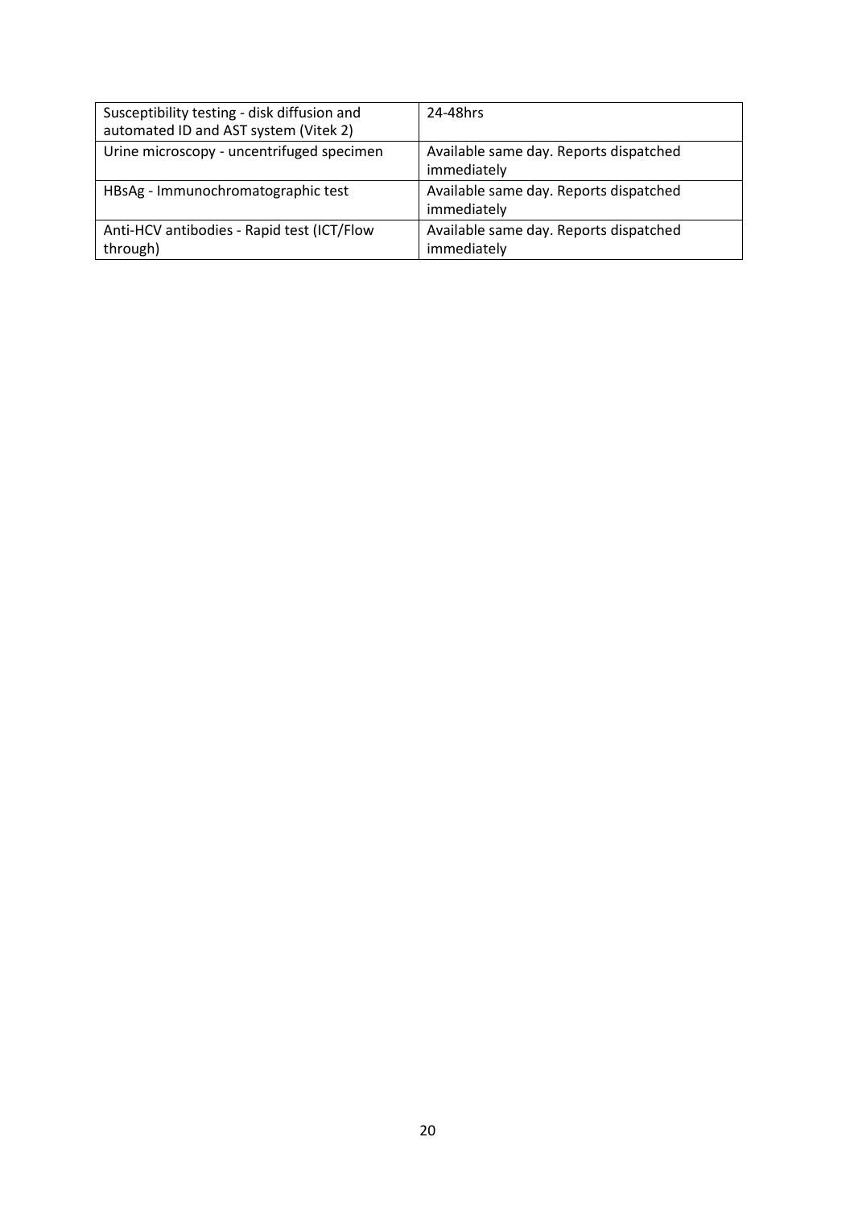| Susceptibility testing - disk diffusion and automated ID and AST system (Vitek 2) | 24-48hrs |
|---|---|
| Urine microscopy - uncentrifuged specimen | Available same day. Reports dispatched immediately |
| HBsAg - Immunochromatographic test | Available same day. Reports dispatched immediately |
| Anti-HCV antibodies - Rapid test (ICT/Flow through) | Available same day. Reports dispatched immediately |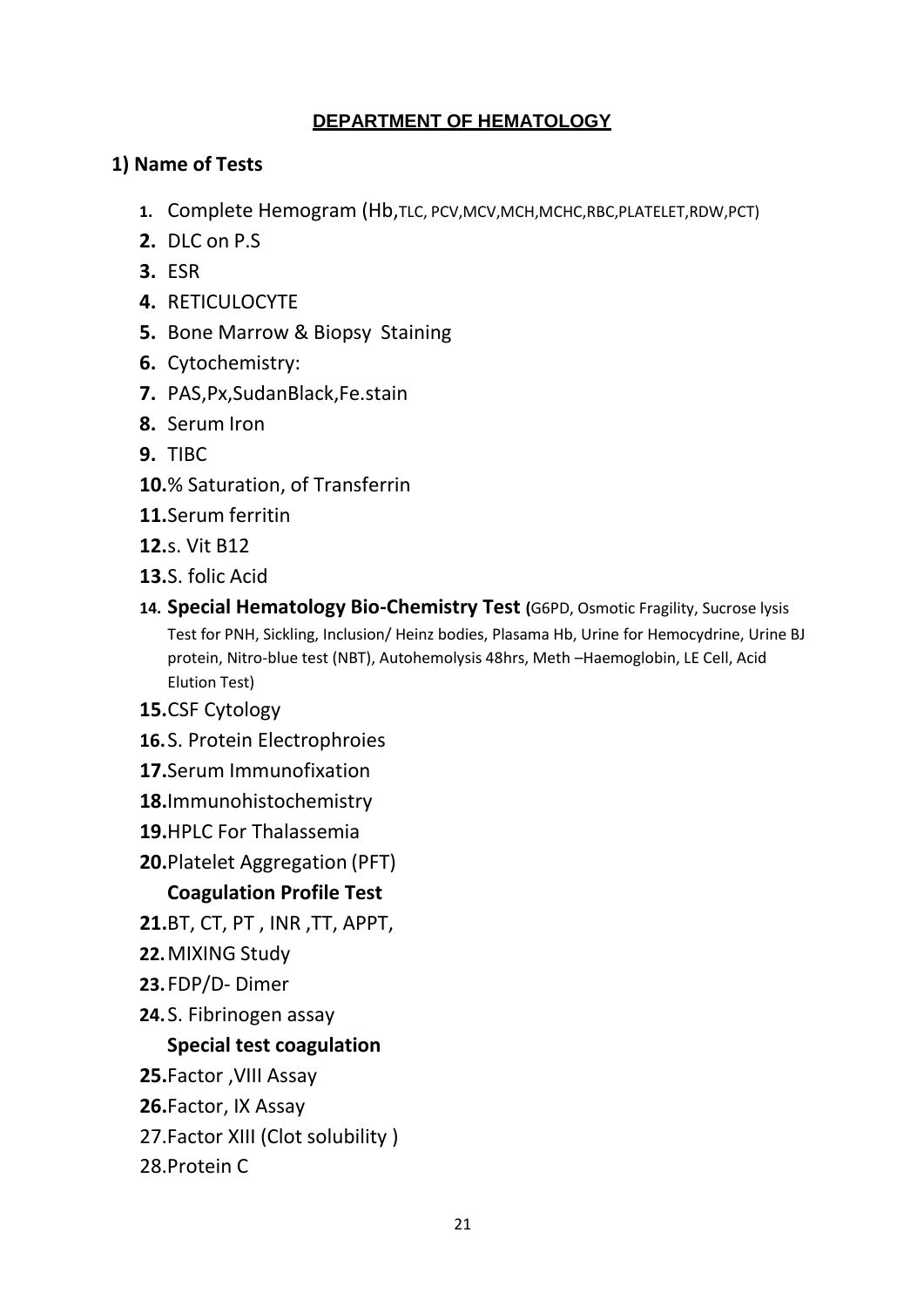## DEPARTMENT OF HEMATOLOGY

### 1) Name of Tests

1. Complete Hemogram (Hb,TLC, PCV,MCV,MCH,MCHC,RBC,PLATELET,RDW,PCT)
2. DLC on P.S
3. ESR
4. RETICULOCYTE
5. Bone Marrow & Biopsy Staining
6. Cytochemistry:
7. PAS,Px,SudanBlack,Fe.stain
8. Serum Iron
9. TIBC
10. % Saturation, of Transferrin
11. Serum ferritin
12. s. Vit B12
13. S. folic Acid
14. **Special Hematology Bio-Chemistry Test (**G6PD, Osmotic Fragility, Sucrose lysis Test for PNH, Sickling, Inclusion/ Heinz bodies, Plasama Hb, Urine for Hemocydrine, Urine BJ protein, Nitro-blue test (NBT), Autohemolysis 48hrs, Meth –Haemoglobin, LE Cell, Acid Elution Test)
15. CSF Cytology
16. S. Protein Electrophroies
17. Serum Immunofixation
18. Immunohistochemistry
19. HPLC For Thalassemia
20. Platelet Aggregation (PFT)

**Coagulation Profile Test**

21. BT, CT, PT , INR ,TT, APPT,
22. MIXING Study
23. FDP/D- Dimer
24. S. Fibrinogen assay

**Special test coagulation**

25. Factor ,VIII Assay
26. Factor, IX Assay
27. Factor XIII (Clot solubility )
28. Protein C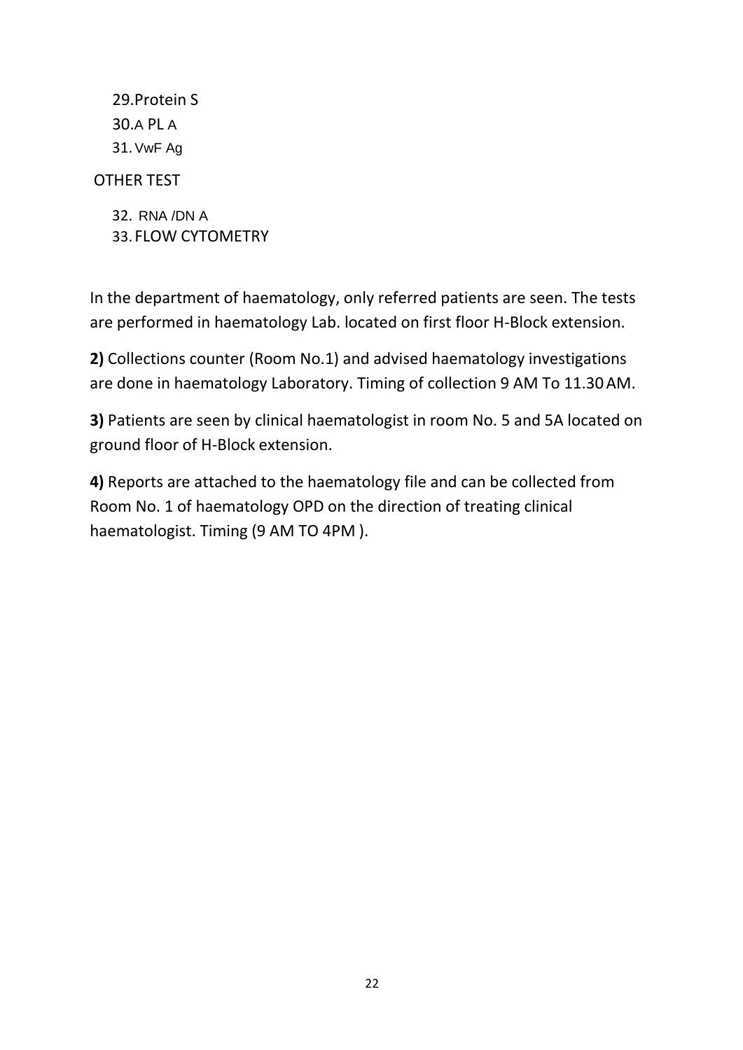29. Protein S
30. A PL A
31. VwF Ag

OTHER TEST

32. RNA /DN A
33. FLOW CYTOMETRY

In the department of haematology, only referred patients are seen. The tests are performed in haematology Lab. located on first floor H-Block extension.

**2)** Collections counter (Room No.1) and advised haematology investigations are done in haematology Laboratory. Timing of collection 9 AM To 11.30 AM.

**3)** Patients are seen by clinical haematologist in room No. 5 and 5A located on ground floor of H-Block extension.

**4)** Reports are attached to the haematology file and can be collected from Room No. 1 of haematology OPD on the direction of treating clinical haematologist. Timing (9 AM TO 4PM ).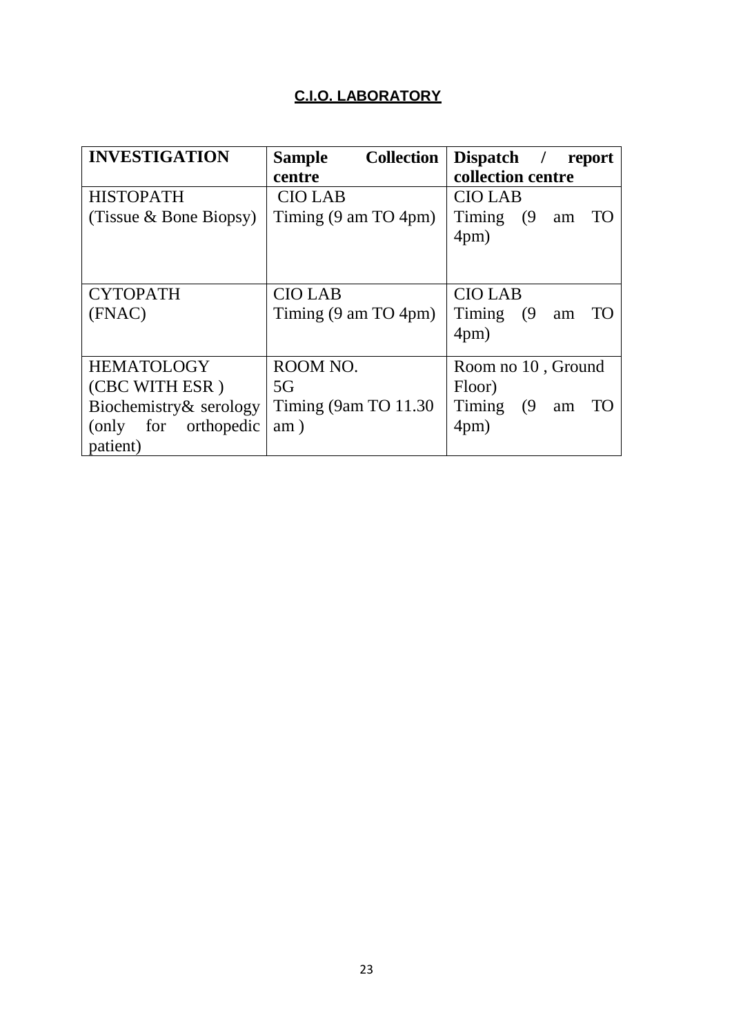## C.I.O. LABORATORY

| INVESTIGATION | Sample Collection centre | Dispatch / report collection centre |
|---|---|---|
| HISTOPATH (Tissue & Bone Biopsy) | CIO LAB Timing (9 am TO 4pm) | CIO LAB Timing (9 am TO 4pm) |
| CYTOPATH (FNAC) | CIO LAB Timing (9 am TO 4pm) | CIO LAB Timing (9 am TO 4pm) |
| HEMATOLOGY (CBC WITH ESR ) Biochemistry& serology (only for orthopedic patient) | ROOM NO. 5G Timing (9am TO 11.30 am ) | Room no 10 , Ground Floor) Timing (9 am TO 4pm) |